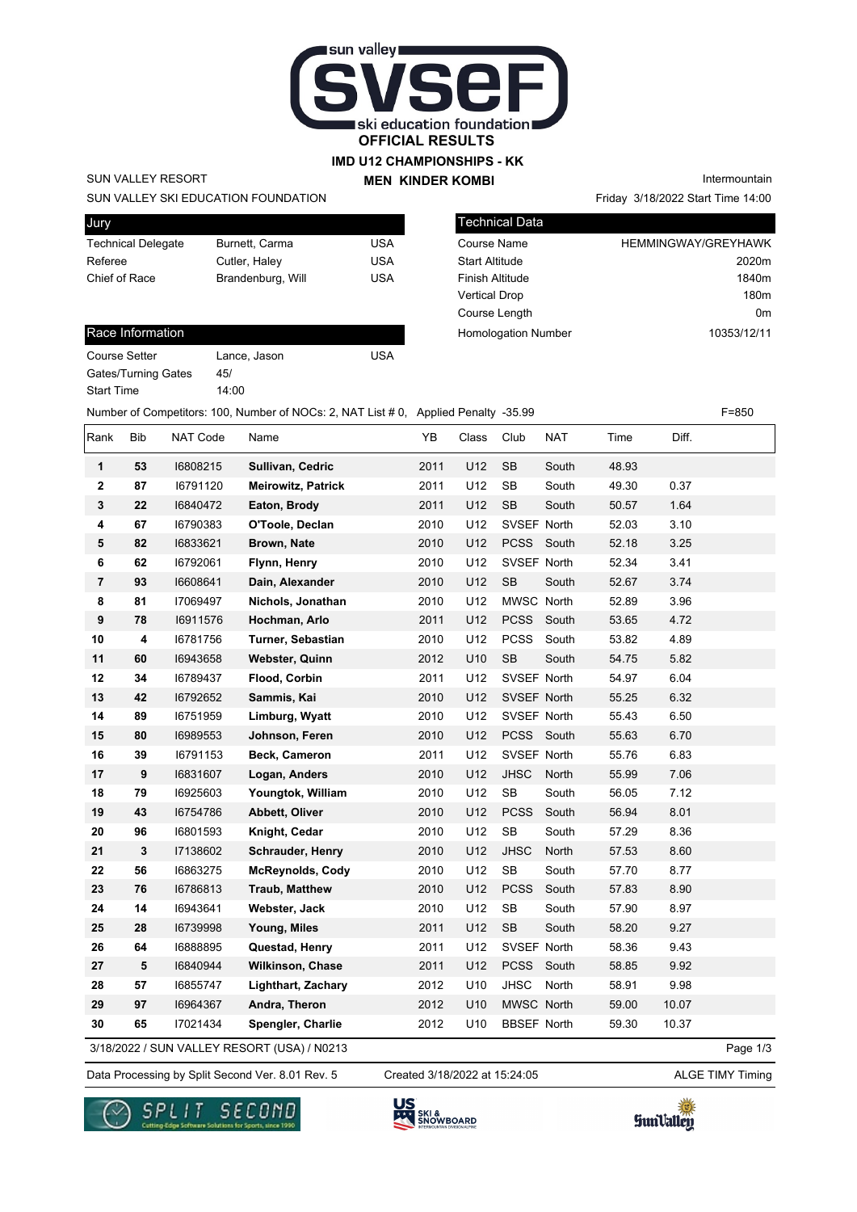# OFFICIAL RESULTS

## IMD U12 CHAMPIONSHIPS - KK

### MEN KINDER KOMBI

SUN VALLEY RESORT

SUN VALLEY SKI EDUCATION FOUNDATION

Intermountain

Friday 3/18/2022 Start Time 14:00

| Jury | | |
|---|---|---|
| Technical Delegate | Burnett, Carma | USA |
| Referee | Cutler, Haley | USA |
| Chief of Race | Brandenburg, Will | USA |

| Technical Data | |
|---|---|
| Course Name | HEMMINGWAY/GREYHAWK |
| Start Altitude | 2020m |
| Finish Altitude | 1840m |
| Vertical Drop | 180m |
| Course Length | 0m |
| Homologation Number | 10353/12/11 |

| Race Information | | |
|---|---|---|
| Course Setter | Lance, Jason | USA |
| Gates/Turning Gates | 45/ | |
| Start Time | 14:00 | |

Number of Competitors: 100, Number of NOCs: 2, NAT List # 0, Applied Penalty -35.99 F=850

| Rank | Bib | NAT Code | Name | YB | Class | Club | NAT | Time | Diff. |
|---|---|---|---|---|---|---|---|---|---|
| 1 | 53 | I6808215 | **Sullivan, Cedric** | 2011 | U12 | SB | South | 48.93 | |
| 2 | 87 | I6791120 | **Meirowitz, Patrick** | 2011 | U12 | SB | South | 49.30 | 0.37 |
| 3 | 22 | I6840472 | **Eaton, Brody** | 2011 | U12 | SB | South | 50.57 | 1.64 |
| 4 | 67 | I6790383 | **O'Toole, Declan** | 2010 | U12 | SVSEF | North | 52.03 | 3.10 |
| 5 | 82 | I6833621 | **Brown, Nate** | 2010 | U12 | PCSS | South | 52.18 | 3.25 |
| 6 | 62 | I6792061 | **Flynn, Henry** | 2010 | U12 | SVSEF | North | 52.34 | 3.41 |
| 7 | 93 | I6608641 | **Dain, Alexander** | 2010 | U12 | SB | South | 52.67 | 3.74 |
| 8 | 81 | I7069497 | **Nichols, Jonathan** | 2010 | U12 | MWSC | North | 52.89 | 3.96 |
| 9 | 78 | I6911576 | **Hochman, Arlo** | 2011 | U12 | PCSS | South | 53.65 | 4.72 |
| 10 | 4 | I6781756 | **Turner, Sebastian** | 2010 | U12 | PCSS | South | 53.82 | 4.89 |
| 11 | 60 | I6943658 | **Webster, Quinn** | 2012 | U10 | SB | South | 54.75 | 5.82 |
| 12 | 34 | I6789437 | **Flood, Corbin** | 2011 | U12 | SVSEF | North | 54.97 | 6.04 |
| 13 | 42 | I6792652 | **Sammis, Kai** | 2010 | U12 | SVSEF | North | 55.25 | 6.32 |
| 14 | 89 | I6751959 | **Limburg, Wyatt** | 2010 | U12 | SVSEF | North | 55.43 | 6.50 |
| 15 | 80 | I6989553 | **Johnson, Feren** | 2010 | U12 | PCSS | South | 55.63 | 6.70 |
| 16 | 39 | I6791153 | **Beck, Cameron** | 2011 | U12 | SVSEF | North | 55.76 | 6.83 |
| 17 | 9 | I6831607 | **Logan, Anders** | 2010 | U12 | JHSC | North | 55.99 | 7.06 |
| 18 | 79 | I6925603 | **Youngtok, William** | 2010 | U12 | SB | South | 56.05 | 7.12 |
| 19 | 43 | I6754786 | **Abbett, Oliver** | 2010 | U12 | PCSS | South | 56.94 | 8.01 |
| 20 | 96 | I6801593 | **Knight, Cedar** | 2010 | U12 | SB | South | 57.29 | 8.36 |
| 21 | 3 | I7138602 | **Schrauder, Henry** | 2010 | U12 | JHSC | North | 57.53 | 8.60 |
| 22 | 56 | I6863275 | **McReynolds, Cody** | 2010 | U12 | SB | South | 57.70 | 8.77 |
| 23 | 76 | I6786813 | **Traub, Matthew** | 2010 | U12 | PCSS | South | 57.83 | 8.90 |
| 24 | 14 | I6943641 | **Webster, Jack** | 2010 | U12 | SB | South | 57.90 | 8.97 |
| 25 | 28 | I6739998 | **Young, Miles** | 2011 | U12 | SB | South | 58.20 | 9.27 |
| 26 | 64 | I6888895 | **Questad, Henry** | 2011 | U12 | SVSEF | North | 58.36 | 9.43 |
| 27 | 5 | I6840944 | **Wilkinson, Chase** | 2011 | U12 | PCSS | South | 58.85 | 9.92 |
| 28 | 57 | I6855747 | **Lighthart, Zachary** | 2012 | U10 | JHSC | North | 58.91 | 9.98 |
| 29 | 97 | I6964367 | **Andra, Theron** | 2012 | U10 | MWSC | North | 59.00 | 10.07 |
| 30 | 65 | I7021434 | **Spengler, Charlie** | 2012 | U10 | BBSEF | North | 59.30 | 10.37 |

3/18/2022 / SUN VALLEY RESORT (USA) / N0213

Data Processing by Split Second Ver. 8.01 Rev. 5 Created 3/18/2022 at 15:24:05 ALGE TIMY Timing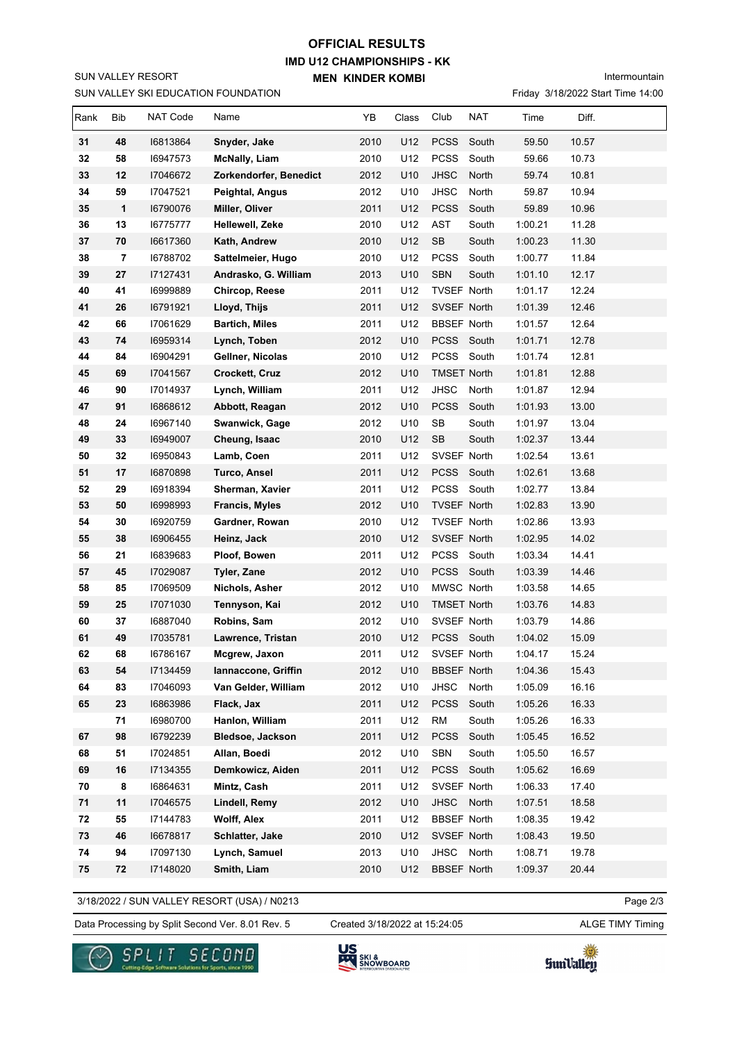# OFFICIAL RESULTS

## IMD U12 CHAMPIONSHIPS - KK

### MEN KINDER KOMBI

SUN VALLEY RESORT

SUN VALLEY SKI EDUCATION FOUNDATION

Intermountain

Friday 3/18/2022 Start Time 14:00

| Rank | Bib | NAT Code | Name | YB | Class | Club | NAT | Time | Diff. |
|---|---|---|---|---|---|---|---|---|---|
| 31 | 48 | I6813864 | **Snyder, Jake** | 2010 | U12 | PCSS | South | 59.50 | 10.57 |
| 32 | 58 | I6947573 | **McNally, Liam** | 2010 | U12 | PCSS | South | 59.66 | 10.73 |
| 33 | 12 | I7046672 | **Zorkendorfer, Benedict** | 2012 | U10 | JHSC | North | 59.74 | 10.81 |
| 34 | 59 | I7047521 | **Peightal, Angus** | 2012 | U10 | JHSC | North | 59.87 | 10.94 |
| 35 | 1 | I6790076 | **Miller, Oliver** | 2011 | U12 | PCSS | South | 59.89 | 10.96 |
| 36 | 13 | I6775777 | **Hellewell, Zeke** | 2010 | U12 | AST | South | 1:00.21 | 11.28 |
| 37 | 70 | I6617360 | **Kath, Andrew** | 2010 | U12 | SB | South | 1:00.23 | 11.30 |
| 38 | 7 | I6788702 | **Sattelmeier, Hugo** | 2010 | U12 | PCSS | South | 1:00.77 | 11.84 |
| 39 | 27 | I7127431 | **Andrasko, G. William** | 2013 | U10 | SBN | South | 1:01.10 | 12.17 |
| 40 | 41 | I6999889 | **Chircop, Reese** | 2011 | U12 | TVSEF | North | 1:01.17 | 12.24 |
| 41 | 26 | I6791921 | **Lloyd, Thijs** | 2011 | U12 | SVSEF | North | 1:01.39 | 12.46 |
| 42 | 66 | I7061629 | **Bartich, Miles** | 2011 | U12 | BBSEF | North | 1:01.57 | 12.64 |
| 43 | 74 | I6959314 | **Lynch, Toben** | 2012 | U10 | PCSS | South | 1:01.71 | 12.78 |
| 44 | 84 | I6904291 | **Gellner, Nicolas** | 2010 | U12 | PCSS | South | 1:01.74 | 12.81 |
| 45 | 69 | I7041567 | **Crockett, Cruz** | 2012 | U10 | TMSET | North | 1:01.81 | 12.88 |
| 46 | 90 | I7014937 | **Lynch, William** | 2011 | U12 | JHSC | North | 1:01.87 | 12.94 |
| 47 | 91 | I6868612 | **Abbott, Reagan** | 2012 | U10 | PCSS | South | 1:01.93 | 13.00 |
| 48 | 24 | I6967140 | **Swanwick, Gage** | 2012 | U10 | SB | South | 1:01.97 | 13.04 |
| 49 | 33 | I6949007 | **Cheung, Isaac** | 2010 | U12 | SB | South | 1:02.37 | 13.44 |
| 50 | 32 | I6950843 | **Lamb, Coen** | 2011 | U12 | SVSEF | North | 1:02.54 | 13.61 |
| 51 | 17 | I6870898 | **Turco, Ansel** | 2011 | U12 | PCSS | South | 1:02.61 | 13.68 |
| 52 | 29 | I6918394 | **Sherman, Xavier** | 2011 | U12 | PCSS | South | 1:02.77 | 13.84 |
| 53 | 50 | I6998993 | **Francis, Myles** | 2012 | U10 | TVSEF | North | 1:02.83 | 13.90 |
| 54 | 30 | I6920759 | **Gardner, Rowan** | 2010 | U12 | TVSEF | North | 1:02.86 | 13.93 |
| 55 | 38 | I6906455 | **Heinz, Jack** | 2010 | U12 | SVSEF | North | 1:02.95 | 14.02 |
| 56 | 21 | I6839683 | **Ploof, Bowen** | 2011 | U12 | PCSS | South | 1:03.34 | 14.41 |
| 57 | 45 | I7029087 | **Tyler, Zane** | 2012 | U10 | PCSS | South | 1:03.39 | 14.46 |
| 58 | 85 | I7069509 | **Nichols, Asher** | 2012 | U10 | MWSC | North | 1:03.58 | 14.65 |
| 59 | 25 | I7071030 | **Tennyson, Kai** | 2012 | U10 | TMSET | North | 1:03.76 | 14.83 |
| 60 | 37 | I6887040 | **Robins, Sam** | 2012 | U10 | SVSEF | North | 1:03.79 | 14.86 |
| 61 | 49 | I7035781 | **Lawrence, Tristan** | 2010 | U12 | PCSS | South | 1:04.02 | 15.09 |
| 62 | 68 | I6786167 | **Mcgrew, Jaxon** | 2011 | U12 | SVSEF | North | 1:04.17 | 15.24 |
| 63 | 54 | I7134459 | **Iannaccone, Griffin** | 2012 | U10 | BBSEF | North | 1:04.36 | 15.43 |
| 64 | 83 | I7046093 | **Van Gelder, William** | 2012 | U10 | JHSC | North | 1:05.09 | 16.16 |
| 65 | 23 | I6863986 | **Flack, Jax** | 2011 | U12 | PCSS | South | 1:05.26 | 16.33 |
| | 71 | I6980700 | **Hanlon, William** | 2011 | U12 | RM | South | 1:05.26 | 16.33 |
| 67 | 98 | I6792239 | **Bledsoe, Jackson** | 2011 | U12 | PCSS | South | 1:05.45 | 16.52 |
| 68 | 51 | I7024851 | **Allan, Boedi** | 2012 | U10 | SBN | South | 1:05.50 | 16.57 |
| 69 | 16 | I7134355 | **Demkowicz, Aiden** | 2011 | U12 | PCSS | South | 1:05.62 | 16.69 |
| 70 | 8 | I6864631 | **Mintz, Cash** | 2011 | U12 | SVSEF | North | 1:06.33 | 17.40 |
| 71 | 11 | I7046575 | **Lindell, Remy** | 2012 | U10 | JHSC | North | 1:07.51 | 18.58 |
| 72 | 55 | I7144783 | **Wolff, Alex** | 2011 | U12 | BBSEF | North | 1:08.35 | 19.42 |
| 73 | 46 | I6678817 | **Schlatter, Jake** | 2010 | U12 | SVSEF | North | 1:08.43 | 19.50 |
| 74 | 94 | I7097130 | **Lynch, Samuel** | 2013 | U10 | JHSC | North | 1:08.71 | 19.78 |
| 75 | 72 | I7148020 | **Smith, Liam** | 2010 | U12 | BBSEF | North | 1:09.37 | 20.44 |

3/18/2022 / SUN VALLEY RESORT (USA) / N0213

Data Processing by Split Second Ver. 8.01 Rev. 5 Created 3/18/2022 at 15:24:05 ALGE TIMY Timing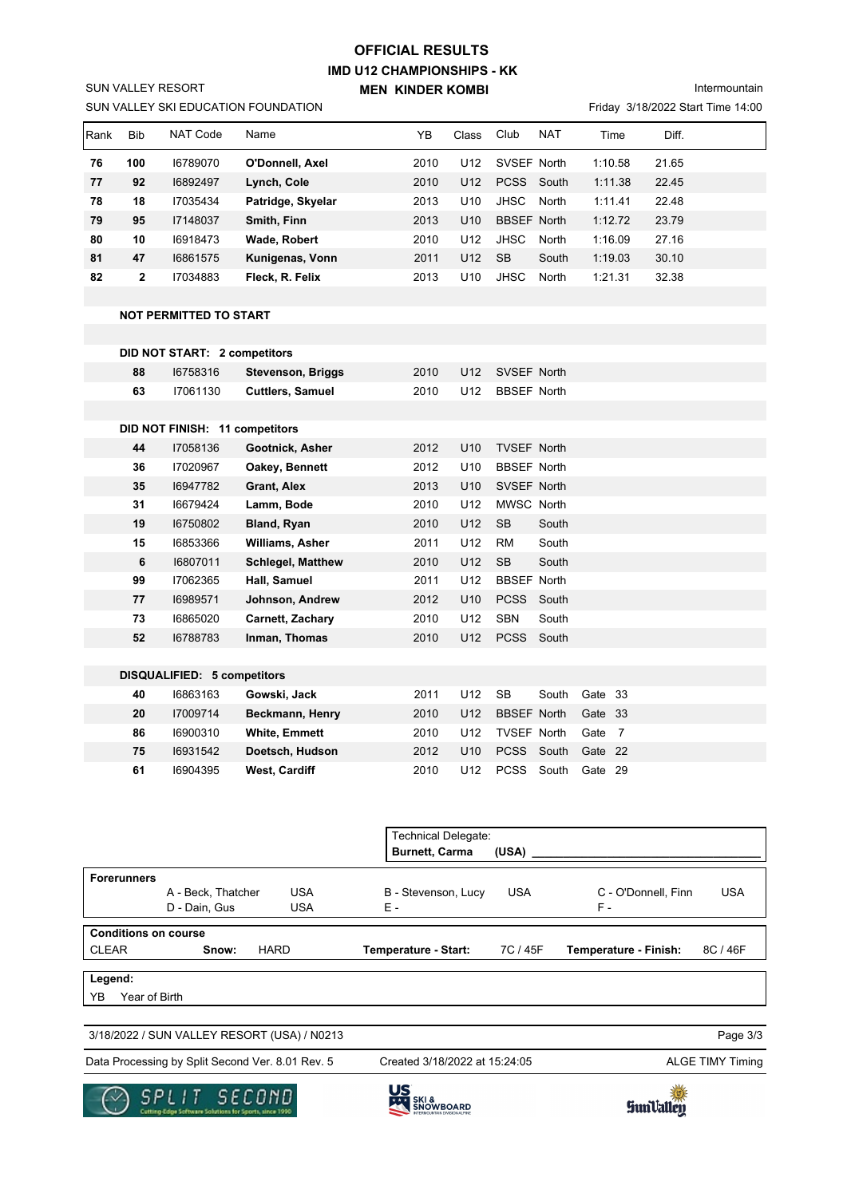# OFFICIAL RESULTS

## IMD U12 CHAMPIONSHIPS - KK

### MEN KINDER KOMBI

SUN VALLEY RESORT
SUN VALLEY SKI EDUCATION FOUNDATION

Intermountain
Friday 3/18/2022 Start Time 14:00

| Rank | Bib | NAT Code | Name | YB | Class | Club | NAT | Time | Diff. |
|---|---|---|---|---|---|---|---|---|---|
| **76** | **100** | I6789070 | **O'Donnell, Axel** | 2010 | U12 | SVSEF | North | 1:10.58 | 21.65 |
| **77** | **92** | I6892497 | **Lynch, Cole** | 2010 | U12 | PCSS | South | 1:11.38 | 22.45 |
| **78** | **18** | I7035434 | **Patridge, Skyelar** | 2013 | U10 | JHSC | North | 1:11.41 | 22.48 |
| **79** | **95** | I7148037 | **Smith, Finn** | 2013 | U10 | BBSEF | North | 1:12.72 | 23.79 |
| **80** | **10** | I6918473 | **Wade, Robert** | 2010 | U12 | JHSC | North | 1:16.09 | 27.16 |
| **81** | **47** | I6861575 | **Kunigenas, Vonn** | 2011 | U12 | SB | South | 1:19.03 | 30.10 |
| **82** | **2** | I7034883 | **Fleck, R. Felix** | 2013 | U10 | JHSC | North | 1:21.31 | 32.38 |
| | | | | | | | | | |
| | **NOT PERMITTED TO START** | | | | | | | | |
| | | | | | | | | | |
| | **DID NOT START: 2 competitors** | | | | | | | | |
| | **88** | I6758316 | **Stevenson, Briggs** | 2010 | U12 | SVSEF | North | | |
| | **63** | I7061130 | **Cuttlers, Samuel** | 2010 | U12 | BBSEF | North | | |
| | | | | | | | | | |
| | **DID NOT FINISH: 11 competitors** | | | | | | | | |
| | **44** | I7058136 | **Gootnick, Asher** | 2012 | U10 | TVSEF | North | | |
| | **36** | I7020967 | **Oakey, Bennett** | 2012 | U10 | BBSEF | North | | |
| | **35** | I6947782 | **Grant, Alex** | 2013 | U10 | SVSEF | North | | |
| | **31** | I6679424 | **Lamm, Bode** | 2010 | U12 | MWSC | North | | |
| | **19** | I6750802 | **Bland, Ryan** | 2010 | U12 | SB | South | | |
| | **15** | I6853366 | **Williams, Asher** | 2011 | U12 | RM | South | | |
| | **6** | I6807011 | **Schlegel, Matthew** | 2010 | U12 | SB | South | | |
| | **99** | I7062365 | **Hall, Samuel** | 2011 | U12 | BBSEF | North | | |
| | **77** | I6989571 | **Johnson, Andrew** | 2012 | U10 | PCSS | South | | |
| | **73** | I6865020 | **Carnett, Zachary** | 2010 | U12 | SBN | South | | |
| | **52** | I6788783 | **Inman, Thomas** | 2010 | U12 | PCSS | South | | |
| | | | | | | | | | |
| | **DISQUALIFIED: 5 competitors** | | | | | | | | |
| | **40** | I6863163 | **Gowski, Jack** | 2011 | U12 | SB | South | Gate 33 | |
| | **20** | I7009714 | **Beckmann, Henry** | 2010 | U12 | BBSEF | North | Gate 33 | |
| | **86** | I6900310 | **White, Emmett** | 2010 | U12 | TVSEF | North | Gate 7 | |
| | **75** | I6931542 | **Doetsch, Hudson** | 2012 | U10 | PCSS | South | Gate 22 | |
| | **61** | I6904395 | **West, Cardiff** | 2010 | U12 | PCSS | South | Gate 29 | |

Technical Delegate:
**Burnett, Carma** **(USA)**

**Forerunners**

| | | | | | |
|---|---|---|---|---|---|
| A - Beck, Thatcher | USA | B - Stevenson, Lucy | USA | C - O'Donnell, Finn | USA |
| D - Dain, Gus | USA | E - | | F - | |

**Conditions on course**

| | | | | | | |
|---|---|---|---|---|---|---|
| CLEAR | Snow: | HARD | Temperature - Start: | 7C / 45F | Temperature - Finish: | 8C / 46F |

**Legend:**
YB Year of Birth

3/18/2022 / SUN VALLEY RESORT (USA) / N0213

Data Processing by Split Second Ver. 8.01 Rev. 5 | Created 3/18/2022 at 15:24:05 | ALGE TIMY Timing